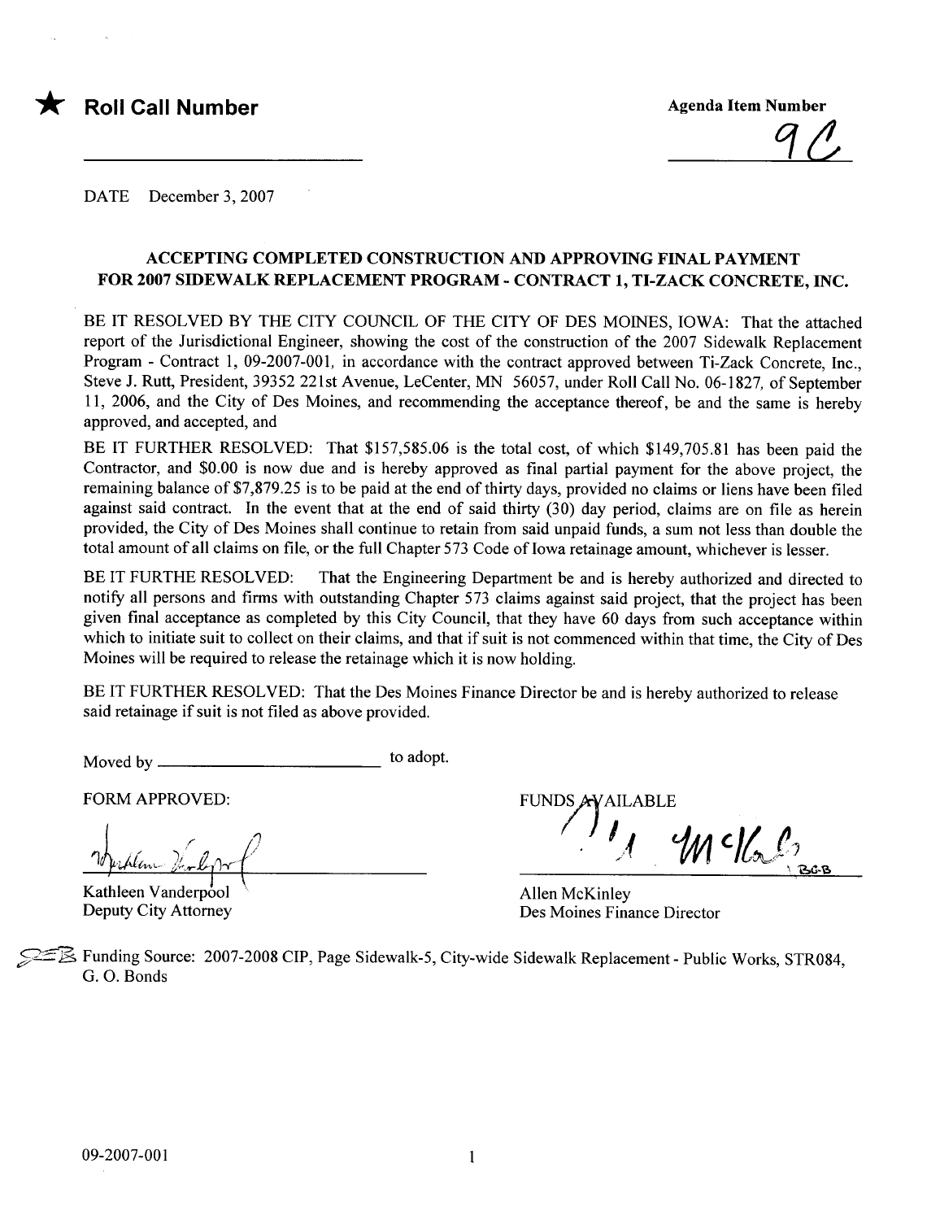★ **Roll Call Number**

**Agenda Item Number**

9C

DATE December 3, 2007

**ACCEPTING COMPLETED CONSTRUCTION AND APPROVING FINAL PAYMENT FOR 2007 SIDEWALK REPLACEMENT PROGRAM - CONTRACT 1, TI-ZACK CONCRETE, INC.**

BE IT RESOLVED BY THE CITY COUNCIL OF THE CITY OF DES MOINES, IOWA: That the attached report of the Jurisdictional Engineer, showing the cost of the construction of the 2007 Sidewalk Replacement Program - Contract 1, 09-2007-001, in accordance with the contract approved between Ti-Zack Concrete, Inc., Steve J. Rutt, President, 39352 221st Avenue, LeCenter, MN 56057, under Roll Call No. 06-1827, of September 11, 2006, and the City of Des Moines, and recommending the acceptance thereof, be and the same is hereby approved, and accepted, and

BE IT FURTHER RESOLVED: That $157,585.06 is the total cost, of which $149,705.81 has been paid the Contractor, and $0.00 is now due and is hereby approved as final partial payment for the above project, the remaining balance of $7,879.25 is to be paid at the end of thirty days, provided no claims or liens have been filed against said contract. In the event that at the end of said thirty (30) day period, claims are on file as herein provided, the City of Des Moines shall continue to retain from said unpaid funds, a sum not less than double the total amount of all claims on file, or the full Chapter 573 Code of Iowa retainage amount, whichever is lesser.

BE IT FURTHE RESOLVED: That the Engineering Department be and is hereby authorized and directed to notify all persons and firms with outstanding Chapter 573 claims against said project, that the project has been given final acceptance as completed by this City Council, that they have 60 days from such acceptance within which to initiate suit to collect on their claims, and that if suit is not commenced within that time, the City of Des Moines will be required to release the retainage which it is now holding.

BE IT FURTHER RESOLVED: That the Des Moines Finance Director be and is hereby authorized to release said retainage if suit is not filed as above provided.

Moved by ________________________ to adopt.

FORM APPROVED:

Kathleen Vanderpool
Deputy City Attorney

FUNDS AVAILABLE

Allen McKinley
Des Moines Finance Director

Funding Source: 2007-2008 CIP, Page Sidewalk-5, City-wide Sidewalk Replacement - Public Works, STR084, G. O. Bonds

09-2007-001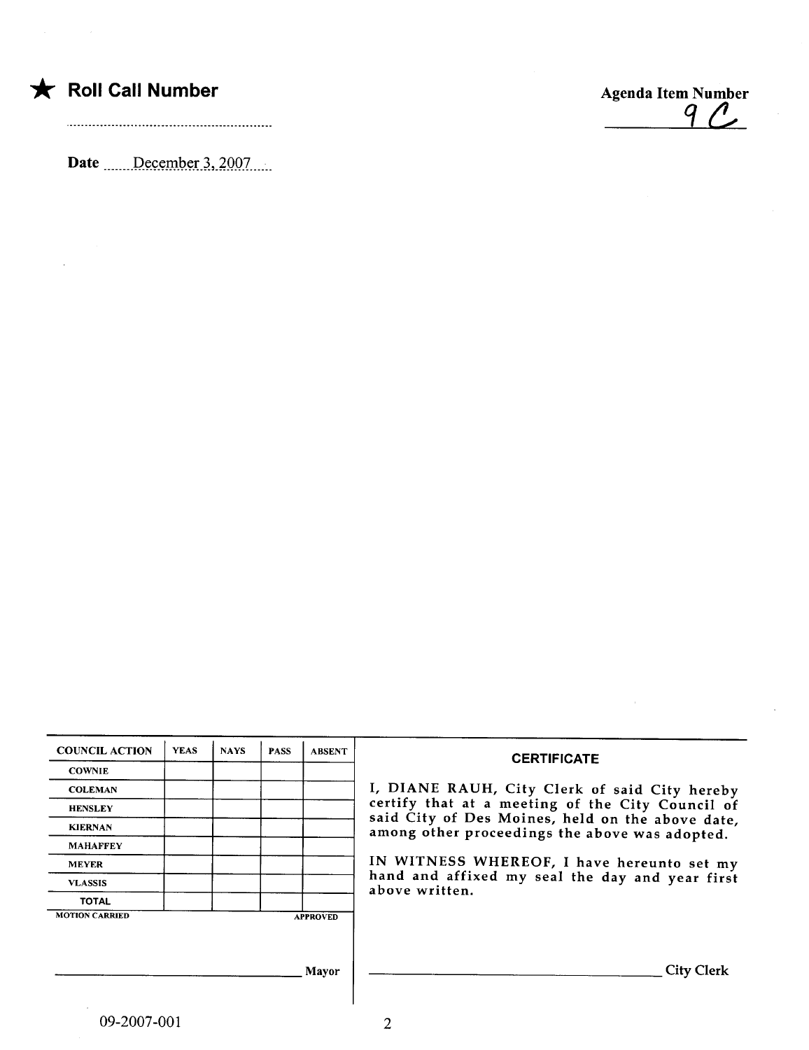★ **Roll Call Number**

..........................................................

**Agenda Item Number**

9C

**Date** December 3, 2007

| COUNCIL ACTION | YEAS | NAYS | PASS | ABSENT |
|---|---|---|---|---|
| COWNIE | | | | |
| COLEMAN | | | | |
| HENSLEY | | | | |
| KIERNAN | | | | |
| MAHAFFEY | | | | |
| MEYER | | | | |
| VLASSIS | | | | |
| TOTAL | | | | |

MOTION CARRIED APPROVED

_______________________________ Mayor

**CERTIFICATE**

I, DIANE RAUH, City Clerk of said City hereby certify that at a meeting of the City Council of said City of Des Moines, held on the above date, among other proceedings the above was adopted.

IN WITNESS WHEREOF, I have hereunto set my hand and affixed my seal the day and year first above written.

_______________________________ City Clerk

09-2007-001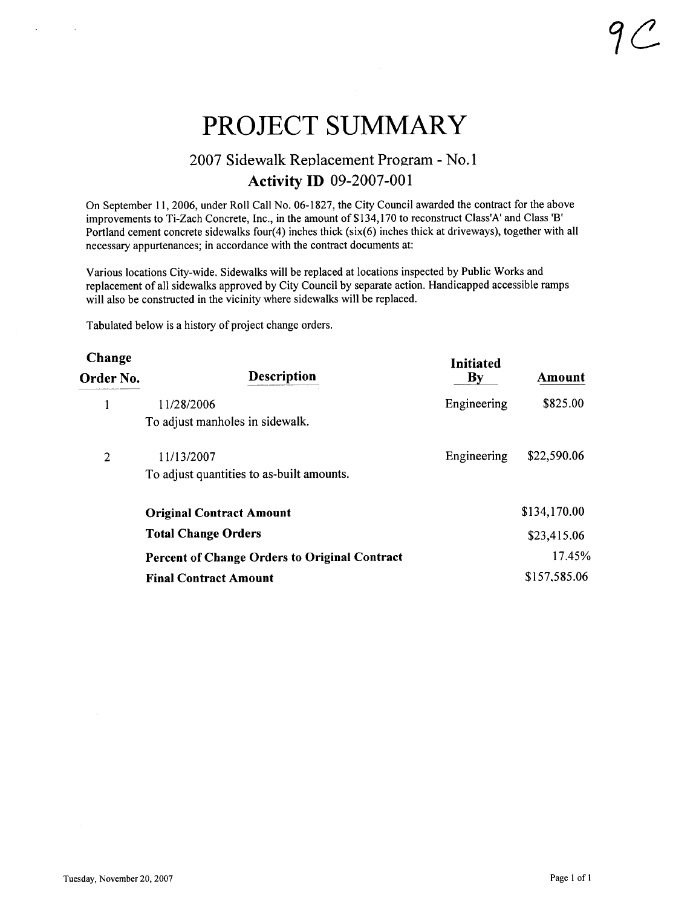9C

# PROJECT SUMMARY

## 2007 Sidewalk Replacement Program - No.1

### Activity ID 09-2007-001

On September 11, 2006, under Roll Call No. 06-1827, the City Council awarded the contract for the above improvements to Ti-Zach Concrete, Inc., in the amount of $134,170 to reconstruct Class'A' and Class 'B' Portland cement concrete sidewalks four(4) inches thick (six(6) inches thick at driveways), together with all necessary appurtenances; in accordance with the contract documents at:

Various locations City-wide. Sidewalks will be replaced at locations inspected by Public Works and replacement of all sidewalks approved by City Council by separate action. Handicapped accessible ramps will also be constructed in the vicinity where sidewalks will be replaced.

Tabulated below is a history of project change orders.

| Change Order No. | Description | Initiated By | Amount |
|---|---|---|---|
| 1 | 11/28/2006<br>To adjust manholes in sidewalk. | Engineering | $825.00 |
| 2 | 11/13/2007<br>To adjust quantities to as-built amounts. | Engineering | $22,590.06 |
| | **Original Contract Amount** | | $134,170.00 |
| | **Total Change Orders** | | $23,415.06 |
| | **Percent of Change Orders to Original Contract** | | 17.45% |
| | **Final Contract Amount** | | $157,585.06 |

Tuesday, November 20, 2007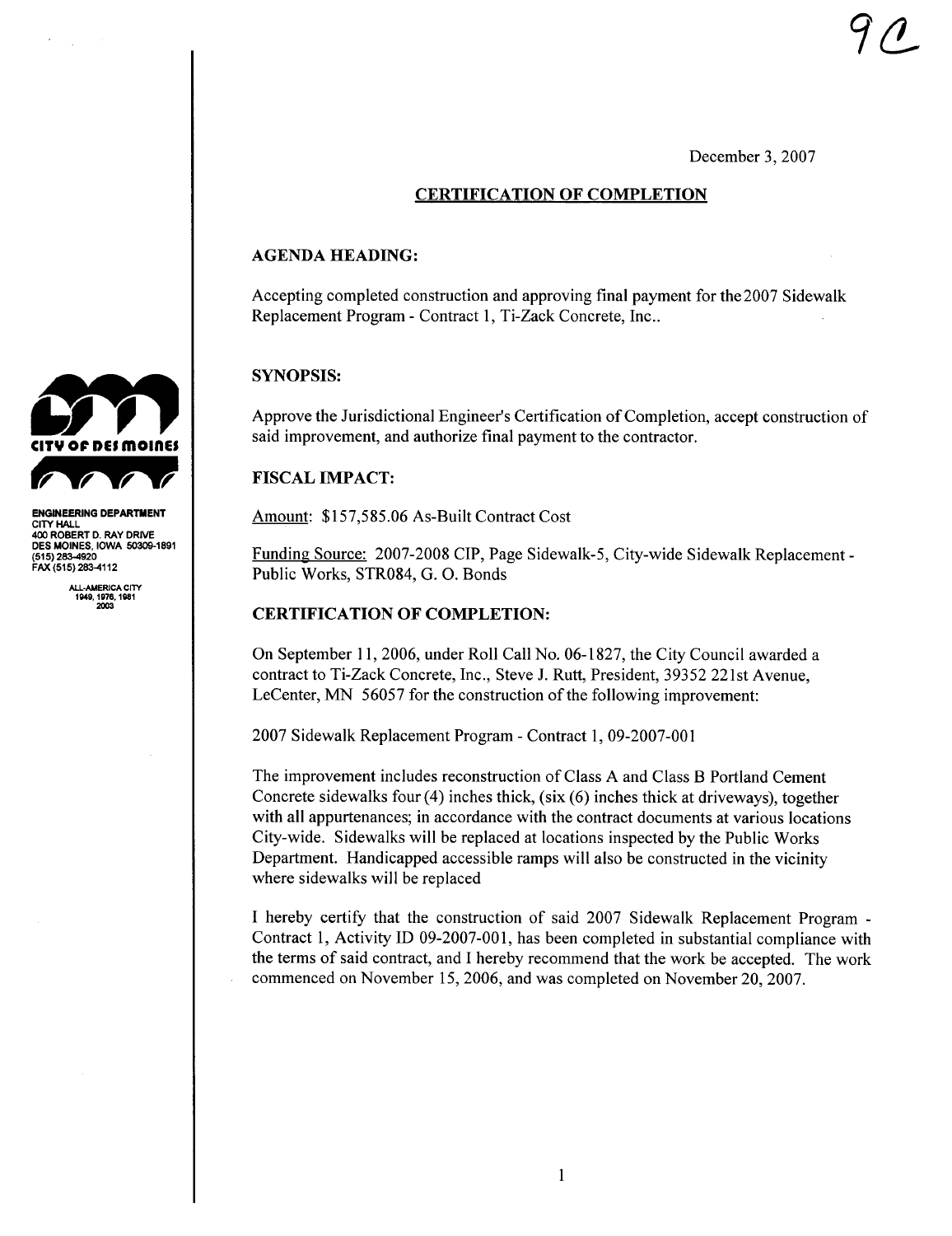9C

December 3, 2007

## CERTIFICATION OF COMPLETION

**CITY OF DES MOINES**

**ENGINEERING DEPARTMENT**
CITY HALL
400 ROBERT D. RAY DRIVE
DES MOINES, IOWA 50309-1891
(515) 283-4920
FAX (515) 283-4112

ALL-AMERICA CITY
1949, 1976, 1981
2003

### AGENDA HEADING:

Accepting completed construction and approving final payment for the 2007 Sidewalk Replacement Program - Contract 1, Ti-Zack Concrete, Inc..

### SYNOPSIS:

Approve the Jurisdictional Engineer's Certification of Completion, accept construction of said improvement, and authorize final payment to the contractor.

### FISCAL IMPACT:

Amount: $157,585.06 As-Built Contract Cost

Funding Source: 2007-2008 CIP, Page Sidewalk-5, City-wide Sidewalk Replacement - Public Works, STR084, G. O. Bonds

### CERTIFICATION OF COMPLETION:

On September 11, 2006, under Roll Call No. 06-1827, the City Council awarded a contract to Ti-Zack Concrete, Inc., Steve J. Rutt, President, 39352 221st Avenue, LeCenter, MN 56057 for the construction of the following improvement:

2007 Sidewalk Replacement Program - Contract 1, 09-2007-001

The improvement includes reconstruction of Class A and Class B Portland Cement Concrete sidewalks four (4) inches thick, (six (6) inches thick at driveways), together with all appurtenances; in accordance with the contract documents at various locations City-wide. Sidewalks will be replaced at locations inspected by the Public Works Department. Handicapped accessible ramps will also be constructed in the vicinity where sidewalks will be replaced

I hereby certify that the construction of said 2007 Sidewalk Replacement Program - Contract 1, Activity ID 09-2007-001, has been completed in substantial compliance with the terms of said contract, and I hereby recommend that the work be accepted. The work commenced on November 15, 2006, and was completed on November 20, 2007.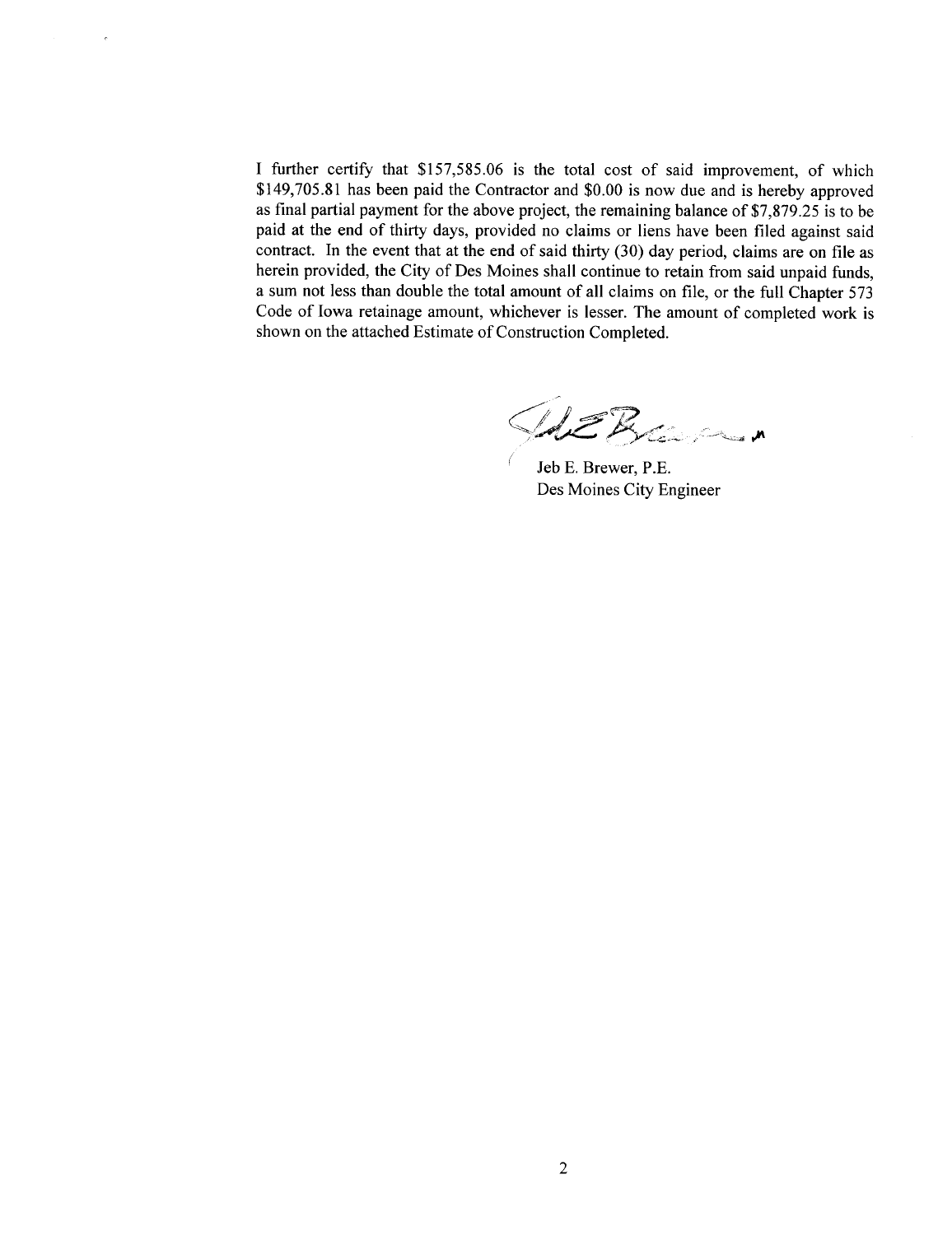I further certify that $157,585.06 is the total cost of said improvement, of which $149,705.81 has been paid the Contractor and $0.00 is now due and is hereby approved as final partial payment for the above project, the remaining balance of $7,879.25 is to be paid at the end of thirty days, provided no claims or liens have been filed against said contract. In the event that at the end of said thirty (30) day period, claims are on file as herein provided, the City of Des Moines shall continue to retain from said unpaid funds, a sum not less than double the total amount of all claims on file, or the full Chapter 573 Code of Iowa retainage amount, whichever is lesser. The amount of completed work is shown on the attached Estimate of Construction Completed.

Jeb E. Brewer, P.E.
Des Moines City Engineer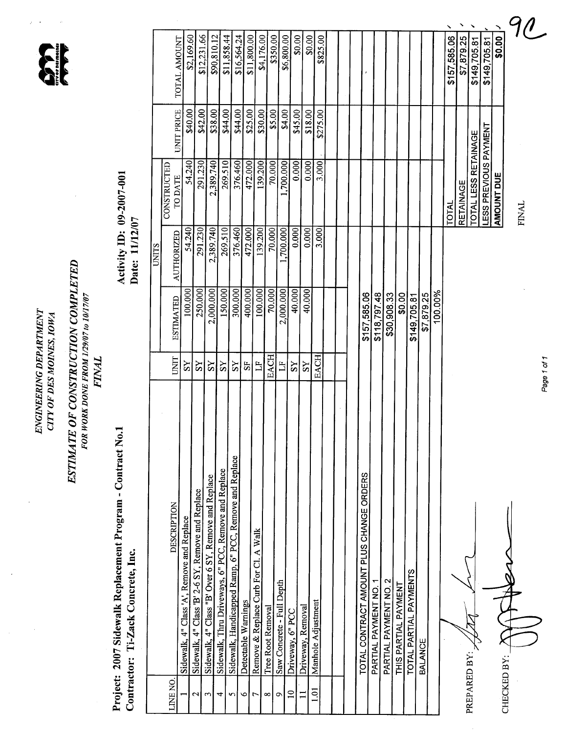*ENGINEERING DEPARTMENT*
*CITY OF DES MOINES, IOWA*

# *ESTIMATE OF CONSTRUCTION COMPLETED*

*FOR WORK DONE FROM 1/29/07 to 10/17/07*

*FINAL*

9C

**Project: 2007 Sidewalk Replacement Program - Contract No.1**
**Contractor: Ti-Zack Concrete, Inc.**

**Activity ID: 09-2007-001**
**Date: 11/12/07**

| LINE NO. | DESCRIPTION | UNIT | UNITS ESTIMATED | UNITS AUTHORIZED | CONSTRUCTED TO DATE | UNIT PRICE | TOTAL AMOUNT |
|---|---|---|---|---|---|---|---|
| 1 | Sidewalk, 4" Class 'A', Remove and Replace | SY | 100.000 | 54.240 | 54.240 | $40.00 | $2,169.60 |
| 2 | Sidewalk, 4" Class 'B' 2-6 SY, Remove and Replace | SY | 250.000 | 291.230 | 291.230 | $42.00 | $12,231.66 |
| 3 | Sidewalk, 4" Class "B' Over 6 SY, Remove and Replace | SY | 2,000.000 | 2,389.740 | 2,389.740 | $38.00 | $90,810.12 |
| 4 | Sidewalk, Thru Driveways, 6" PCC, Remove and Replace | SY | 150.000 | 269.510 | 269.510 | $44.00 | $11,858.44 |
| 5 | Sidewalk, Handicapped Ramp, 6" PCC, Remove and Replace | SY | 300.000 | 376.460 | 376.460 | $44.00 | $16,564.24 |
| 6 | Detectable Warnings | SF | 400.000 | 472.000 | 472.000 | $25.00 | $11,800.00 |
| 7 | Remove & Replace Curb For Cl. A Walk | LF | 100.000 | 139.200 | 139.200 | $30.00 | $4,176.00 |
| 8 | Tree Root Removal | EACH | 70.000 | 70.000 | 70.000 | $5.00 | $350.00 |
| 9 | Saw Concrete - Full Depth | LF | 2,000.000 | 1,700.000 | 1,700.000 | $4.00 | $6,800.00 |
| 10 | Driveway, 6" PCC | SY | 40.000 | 0.000 | 0.000 | $45.00 | $0.00 |
| 11 | Driveway, Removal | SY | 40.000 | 0.000 | 0.000 | $18.00 | $0.00 |
| 1.01 | Manhole Adjustment | EACH | | 3.000 | 3.000 | $275.00 | $825.00 |

| | |
|---|---|
| TOTAL CONTRACT AMOUNT PLUS CHANGE ORDERS | $157,585.06 |
| PARTIAL PAYMENT NO. 1 | $118,797.48 |
| PARTIAL PAYMENT NO. 2 | $30,908.33 |
| THIS PARTIAL PAYMENT | $0.00 |
| TOTAL PARTIAL PAYMENTS | $149,705.81 |
| BALANCE | $7,879.25 |
| | 100.00% |

| | |
|---|---|
| TOTAL | $157,585.06 |
| RETAINAGE | $7,879.25 |
| TOTAL LESS RETAINAGE | $149,705.81 |
| LESS PREVIOUS PAYMENT | $149,705.81 |
| **AMOUNT DUE** | **$0.00** |

FINAL

PREPARED BY: [signature]

CHECKED BY: [signature]